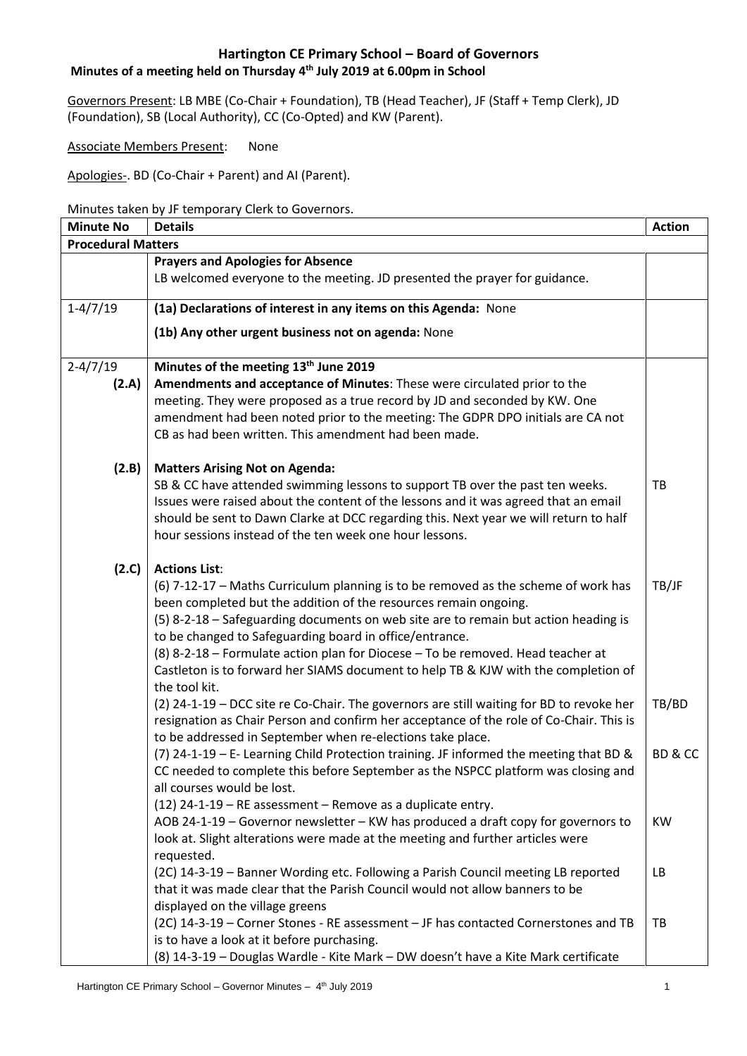# Hartington CE Primary School – Board of Governors

## Minutes of a meeting held on Thursday 4th July 2019 at 6.00pm in School

Governors Present: LB MBE (Co-Chair + Foundation), TB (Head Teacher), JF (Staff + Temp Clerk), JD (Foundation), SB (Local Authority), CC (Co-Opted) and KW (Parent).

Associate Members Present: None

Apologies-. BD (Co-Chair + Parent) and AI (Parent).

Minutes taken by JF temporary Clerk to Governors.

| Minute No | Details | Action |
|---|---|---|
| **Procedural Matters** | | |
| | **Prayers and Apologies for Absence**<br>LB welcomed everyone to the meeting. JD presented the prayer for guidance. | |
| 1-4/7/19 | **(1a) Declarations of interest in any items on this Agenda:** None<br>**(1b) Any other urgent business not on agenda:** None | |
| 2-4/7/19<br>**(2.A)** | **Minutes of the meeting 13th June 2019**<br>**Amendments and acceptance of Minutes**: These were circulated prior to the meeting. They were proposed as a true record by JD and seconded by KW. One amendment had been noted prior to the meeting: The GDPR DPO initials are CA not CB as had been written. This amendment had been made. | |
| **(2.B)** | **Matters Arising Not on Agenda:**<br>SB & CC have attended swimming lessons to support TB over the past ten weeks. Issues were raised about the content of the lessons and it was agreed that an email should be sent to Dawn Clarke at DCC regarding this. Next year we will return to half hour sessions instead of the ten week one hour lessons. | TB |
| **(2.C)** | **Actions List**:<br>(6) 7-12-17 – Maths Curriculum planning is to be removed as the scheme of work has been completed but the addition of the resources remain ongoing. | TB/JF |
| | (5) 8-2-18 – Safeguarding documents on web site are to remain but action heading is to be changed to Safeguarding board in office/entrance.<br>(8) 8-2-18 – Formulate action plan for Diocese – To be removed. Head teacher at Castleton is to forward her SIAMS document to help TB & KJW with the completion of the tool kit. | |
| | (2) 24-1-19 – DCC site re Co-Chair. The governors are still waiting for BD to revoke her resignation as Chair Person and confirm her acceptance of the role of Co-Chair. This is to be addressed in September when re-elections take place. | TB/BD |
| | (7) 24-1-19 – E- Learning Child Protection training. JF informed the meeting that BD & CC needed to complete this before September as the NSPCC platform was closing and all courses would be lost.<br>(12) 24-1-19 – RE assessment – Remove as a duplicate entry. | BD & CC |
| | AOB 24-1-19 – Governor newsletter – KW has produced a draft copy for governors to look at. Slight alterations were made at the meeting and further articles were requested. | KW |
| | (2C) 14-3-19 – Banner Wording etc. Following a Parish Council meeting LB reported that it was made clear that the Parish Council would not allow banners to be displayed on the village greens | LB |
| | (2C) 14-3-19 – Corner Stones - RE assessment – JF has contacted Cornerstones and TB is to have a look at it before purchasing. | TB |
| | (8) 14-3-19 – Douglas Wardle - Kite Mark – DW doesn't have a Kite Mark certificate | |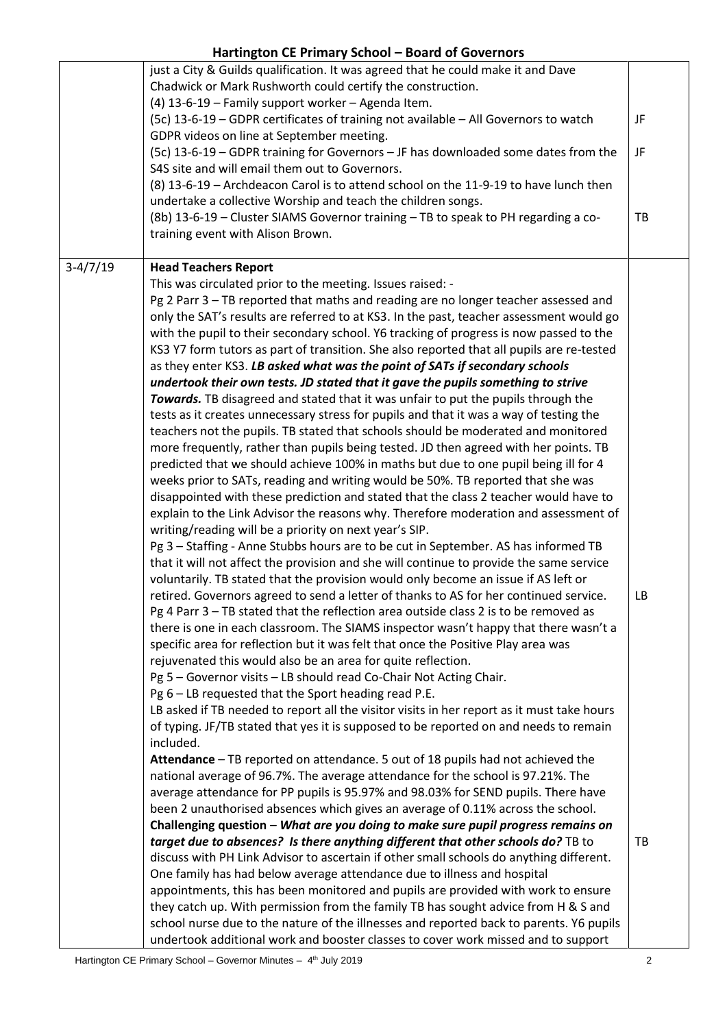| | | |
|---|---|---|
| | just a City & Guilds qualification. It was agreed that he could make it and Dave Chadwick or Mark Rushworth could certify the construction.<br>(4) 13-6-19 – Family support worker – Agenda Item.<br>(5c) 13-6-19 – GDPR certificates of training not available – All Governors to watch GDPR videos on line at September meeting.<br>(5c) 13-6-19 – GDPR training for Governors – JF has downloaded some dates from the S4S site and will email them out to Governors.<br>(8) 13-6-19 – Archdeacon Carol is to attend school on the 11-9-19 to have lunch then undertake a collective Worship and teach the children songs.<br>(8b) 13-6-19 – Cluster SIAMS Governor training – TB to speak to PH regarding a co-training event with Alison Brown. | JF<br><br>JF<br><br><br>TB |
| 3-4/7/19 | **Head Teachers Report**<br>This was circulated prior to the meeting. Issues raised: -<br>Pg 2 Parr 3 – TB reported that maths and reading are no longer teacher assessed and only the SAT's results are referred to at KS3. In the past, teacher assessment would go with the pupil to their secondary school. Y6 tracking of progress is now passed to the KS3 Y7 form tutors as part of transition. She also reported that all pupils are re-tested as they enter KS3. ***LB asked what was the point of SATs if secondary schools undertook their own tests. JD stated that it gave the pupils something to strive Towards.*** TB disagreed and stated that it was unfair to put the pupils through the tests as it creates unnecessary stress for pupils and that it was a way of testing the teachers not the pupils. TB stated that schools should be moderated and monitored more frequently, rather than pupils being tested. JD then agreed with her points. TB predicted that we should achieve 100% in maths but due to one pupil being ill for 4 weeks prior to SATs, reading and writing would be 50%. TB reported that she was disappointed with these prediction and stated that the class 2 teacher would have to explain to the Link Advisor the reasons why. Therefore moderation and assessment of writing/reading will be a priority on next year's SIP.<br>Pg 3 – Staffing - Anne Stubbs hours are to be cut in September. AS has informed TB that it will not affect the provision and she will continue to provide the same service voluntarily. TB stated that the provision would only become an issue if AS left or retired. Governors agreed to send a letter of thanks to AS for her continued service.<br>Pg 4 Parr 3 – TB stated that the reflection area outside class 2 is to be removed as there is one in each classroom. The SIAMS inspector wasn't happy that there wasn't a specific area for reflection but it was felt that once the Positive Play area was rejuvenated this would also be an area for quite reflection.<br>Pg 5 – Governor visits – LB should read Co-Chair Not Acting Chair.<br>Pg 6 – LB requested that the Sport heading read P.E.<br>LB asked if TB needed to report all the visitor visits in her report as it must take hours of typing. JF/TB stated that yes it is supposed to be reported on and needs to remain included.<br>**Attendance** – TB reported on attendance. 5 out of 18 pupils had not achieved the national average of 96.7%. The average attendance for the school is 97.21%. The average attendance for PP pupils is 95.97% and 98.03% for SEND pupils. There have been 2 unauthorised absences which gives an average of 0.11% across the school.<br>**Challenging question** – ***What are you doing to make sure pupil progress remains on target due to absences? Is there anything different that other schools do?*** TB to discuss with PH Link Advisor to ascertain if other small schools do anything different. One family has had below average attendance due to illness and hospital appointments, this has been monitored and pupils are provided with work to ensure they catch up. With permission from the family TB has sought advice from H & S and school nurse due to the nature of the illnesses and reported back to parents. Y6 pupils undertook additional work and booster classes to cover work missed and to support | <br><br><br><br><br><br><br><br><br><br><br><br><br><br><br><br><br><br><br><br><br>LB<br><br><br><br><br><br><br><br><br><br><br><br><br><br><br><br>TB |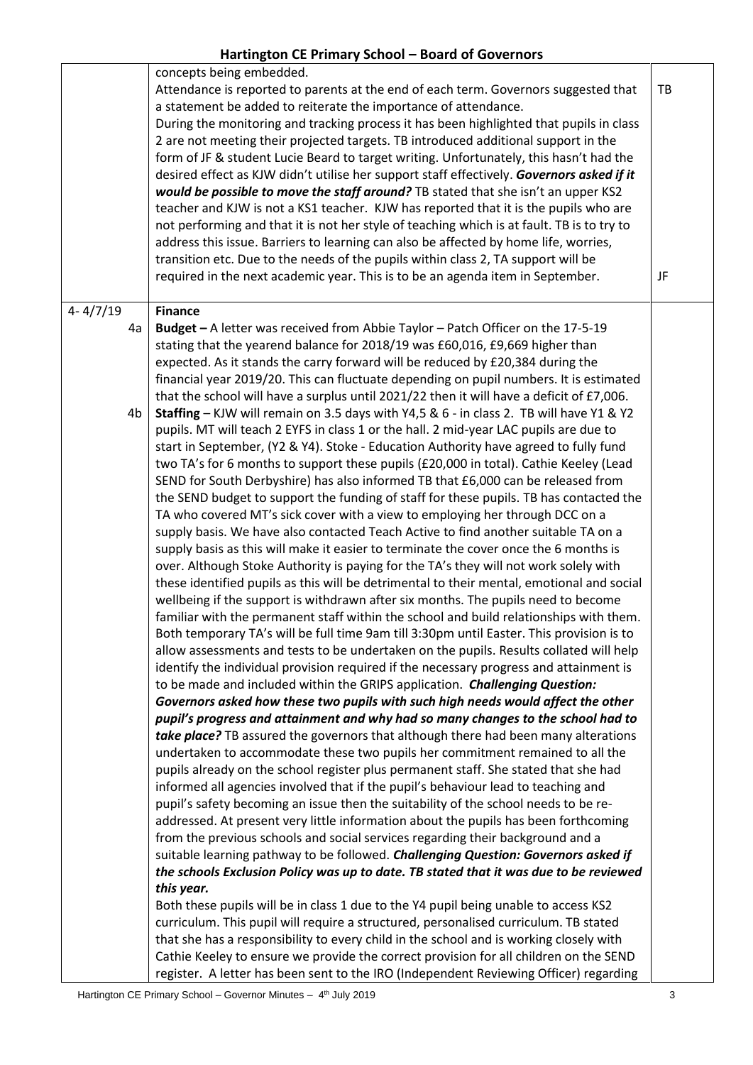| | | |
|---|---|---|
| | concepts being embedded.<br>Attendance is reported to parents at the end of each term. Governors suggested that a statement be added to reiterate the importance of attendance.<br>During the monitoring and tracking process it has been highlighted that pupils in class 2 are not meeting their projected targets. TB introduced additional support in the form of JF & student Lucie Beard to target writing. Unfortunately, this hasn't had the desired effect as KJW didn't utilise her support staff effectively. ***Governors asked if it would be possible to move the staff around?*** TB stated that she isn't an upper KS2 teacher and KJW is not a KS1 teacher. KJW has reported that it is the pupils who are not performing and that it is not her style of teaching which is at fault. TB is to try to address this issue. Barriers to learning can also be affected by home life, worries, transition etc. Due to the needs of the pupils within class 2, TA support will be required in the next academic year. This is to be an agenda item in September. | TB<br><br><br><br><br><br><br><br><br><br>JF |
| 4- 4/7/19 | **Finance** | |
| 4a | **Budget –** A letter was received from Abbie Taylor – Patch Officer on the 17-5-19 stating that the yearend balance for 2018/19 was £60,016, £9,669 higher than expected. As it stands the carry forward will be reduced by £20,384 during the financial year 2019/20. This can fluctuate depending on pupil numbers. It is estimated that the school will have a surplus until 2021/22 then it will have a deficit of £7,006. | |
| 4b | **Staffing** – KJW will remain on 3.5 days with Y4,5 & 6 - in class 2. TB will have Y1 & Y2 pupils. MT will teach 2 EYFS in class 1 or the hall. 2 mid-year LAC pupils are due to start in September, (Y2 & Y4). Stoke - Education Authority have agreed to fully fund two TA's for 6 months to support these pupils (£20,000 in total). Cathie Keeley (Lead SEND for South Derbyshire) has also informed TB that £6,000 can be released from the SEND budget to support the funding of staff for these pupils. TB has contacted the TA who covered MT's sick cover with a view to employing her through DCC on a supply basis. We have also contacted Teach Active to find another suitable TA on a supply basis as this will make it easier to terminate the cover once the 6 months is over. Although Stoke Authority is paying for the TA's they will not work solely with these identified pupils as this will be detrimental to their mental, emotional and social wellbeing if the support is withdrawn after six months. The pupils need to become familiar with the permanent staff within the school and build relationships with them. Both temporary TA's will be full time 9am till 3:30pm until Easter. This provision is to allow assessments and tests to be undertaken on the pupils. Results collated will help identify the individual provision required if the necessary progress and attainment is to be made and included within the GRIPS application. ***Challenging Question: Governors asked how these two pupils with such high needs would affect the other pupil's progress and attainment and why had so many changes to the school had to take place?*** TB assured the governors that although there had been many alterations undertaken to accommodate these two pupils her commitment remained to all the pupils already on the school register plus permanent staff. She stated that she had informed all agencies involved that if the pupil's behaviour lead to teaching and pupil's safety becoming an issue then the suitability of the school needs to be re-addressed. At present very little information about the pupils has been forthcoming from the previous schools and social services regarding their background and a suitable learning pathway to be followed. ***Challenging Question: Governors asked if the schools Exclusion Policy was up to date. TB stated that it was due to be reviewed this year.***<br>Both these pupils will be in class 1 due to the Y4 pupil being unable to access KS2 curriculum. This pupil will require a structured, personalised curriculum. TB stated that she has a responsibility to every child in the school and is working closely with Cathie Keeley to ensure we provide the correct provision for all children on the SEND register. A letter has been sent to the IRO (Independent Reviewing Officer) regarding | |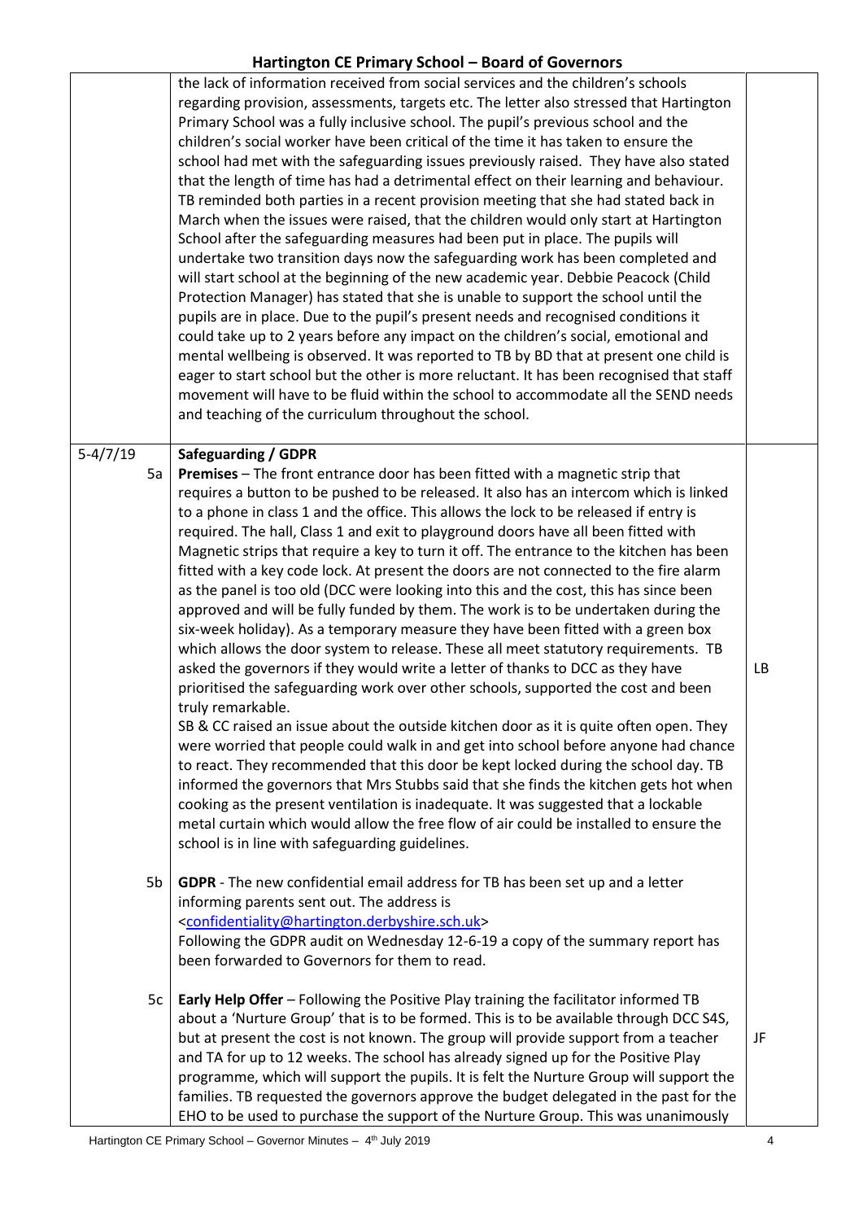| | | |
|---|---|---|
| | the lack of information received from social services and the children's schools regarding provision, assessments, targets etc. The letter also stressed that Hartington Primary School was a fully inclusive school. The pupil's previous school and the children's social worker have been critical of the time it has taken to ensure the school had met with the safeguarding issues previously raised. They have also stated that the length of time has had a detrimental effect on their learning and behaviour. TB reminded both parties in a recent provision meeting that she had stated back in March when the issues were raised, that the children would only start at Hartington School after the safeguarding measures had been put in place. The pupils will undertake two transition days now the safeguarding work has been completed and will start school at the beginning of the new academic year. Debbie Peacock (Child Protection Manager) has stated that she is unable to support the school until the pupils are in place. Due to the pupil's present needs and recognised conditions it could take up to 2 years before any impact on the children's social, emotional and mental wellbeing is observed. It was reported to TB by BD that at present one child is eager to start school but the other is more reluctant. It has been recognised that staff movement will have to be fluid within the school to accommodate all the SEND needs and teaching of the curriculum throughout the school. | |
| 5-4/7/19 | **Safeguarding / GDPR** | |
| 5a | **Premises** – The front entrance door has been fitted with a magnetic strip that requires a button to be pushed to be released. It also has an intercom which is linked to a phone in class 1 and the office. This allows the lock to be released if entry is required. The hall, Class 1 and exit to playground doors have all been fitted with Magnetic strips that require a key to turn it off. The entrance to the kitchen has been fitted with a key code lock. At present the doors are not connected to the fire alarm as the panel is too old (DCC were looking into this and the cost, this has since been approved and will be fully funded by them. The work is to be undertaken during the six-week holiday). As a temporary measure they have been fitted with a green box which allows the door system to release. These all meet statutory requirements. TB asked the governors if they would write a letter of thanks to DCC as they have prioritised the safeguarding work over other schools, supported the cost and been truly remarkable.<br>SB & CC raised an issue about the outside kitchen door as it is quite often open. They were worried that people could walk in and get into school before anyone had chance to react. They recommended that this door be kept locked during the school day. TB informed the governors that Mrs Stubbs said that she finds the kitchen gets hot when cooking as the present ventilation is inadequate. It was suggested that a lockable metal curtain which would allow the free flow of air could be installed to ensure the school is in line with safeguarding guidelines. | LB |
| 5b | **GDPR** - The new confidential email address for TB has been set up and a letter informing parents sent out. The address is <confidentiality@hartington.derbyshire.sch.uk><br>Following the GDPR audit on Wednesday 12-6-19 a copy of the summary report has been forwarded to Governors for them to read. | |
| 5c | **Early Help Offer** – Following the Positive Play training the facilitator informed TB about a 'Nurture Group' that is to be formed. This is to be available through DCC S4S, but at present the cost is not known. The group will provide support from a teacher and TA for up to 12 weeks. The school has already signed up for the Positive Play programme, which will support the pupils. It is felt the Nurture Group will support the families. TB requested the governors approve the budget delegated in the past for the EHO to be used to purchase the support of the Nurture Group. This was unanimously | JF |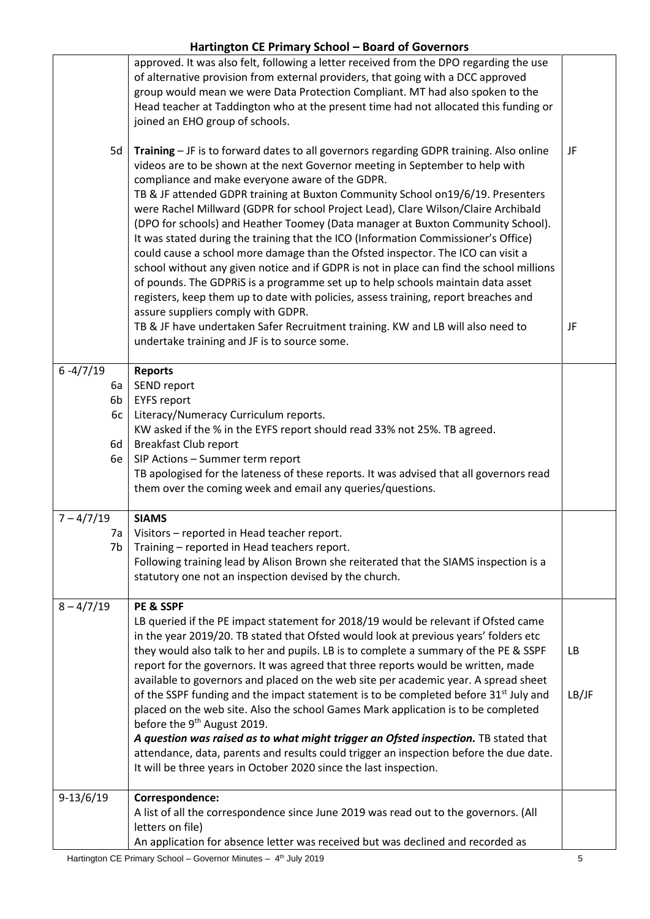| | | |
|---|---|---|
| | approved. It was also felt, following a letter received from the DPO regarding the use of alternative provision from external providers, that going with a DCC approved group would mean we were Data Protection Compliant. MT had also spoken to the Head teacher at Taddington who at the present time had not allocated this funding or joined an EHO group of schools. | |
| 5d | **Training** – JF is to forward dates to all governors regarding GDPR training. Also online videos are to be shown at the next Governor meeting in September to help with compliance and make everyone aware of the GDPR.<br>TB & JF attended GDPR training at Buxton Community School on19/6/19. Presenters were Rachel Millward (GDPR for school Project Lead), Clare Wilson/Claire Archibald (DPO for schools) and Heather Toomey (Data manager at Buxton Community School). It was stated during the training that the ICO (Information Commissioner's Office) could cause a school more damage than the Ofsted inspector. The ICO can visit a school without any given notice and if GDPR is not in place can find the school millions of pounds. The GDPRiS is a programme set up to help schools maintain data asset registers, keep them up to date with policies, assess training, report breaches and assure suppliers comply with GDPR.<br>TB & JF have undertaken Safer Recruitment training. KW and LB will also need to undertake training and JF is to source some. | JF<br><br><br><br><br><br><br><br><br><br>JF |
| 6 -4/7/19<br>6a<br>6b<br>6c<br><br>6d<br>6e | **Reports**<br>SEND report<br>EYFS report<br>Literacy/Numeracy Curriculum reports.<br>KW asked if the % in the EYFS report should read 33% not 25%. TB agreed.<br>Breakfast Club report<br>SIP Actions – Summer term report<br>TB apologised for the lateness of these reports. It was advised that all governors read them over the coming week and email any queries/questions. | |
| 7 – 4/7/19<br>7a<br>7b | **SIAMS**<br>Visitors – reported in Head teacher report.<br>Training – reported in Head teachers report.<br>Following training lead by Alison Brown she reiterated that the SIAMS inspection is a statutory one not an inspection devised by the church. | |
| 8 – 4/7/19 | **PE & SSPF**<br>LB queried if the PE impact statement for 2018/19 would be relevant if Ofsted came in the year 2019/20. TB stated that Ofsted would look at previous years' folders etc they would also talk to her and pupils. LB is to complete a summary of the PE & SSPF report for the governors. It was agreed that three reports would be written, made available to governors and placed on the web site per academic year. A spread sheet of the SSPF funding and the impact statement is to be completed before 31st July and placed on the web site. Also the school Games Mark application is to be completed before the 9th August 2019.<br>***A question was raised as to what might trigger an Ofsted inspection.*** TB stated that attendance, data, parents and results could trigger an inspection before the due date. It will be three years in October 2020 since the last inspection. | <br><br><br>LB<br><br><br>LB/JF |
| 9-13/6/19 | **Correspondence:**<br>A list of all the correspondence since June 2019 was read out to the governors. (All letters on file)<br>An application for absence letter was received but was declined and recorded as | |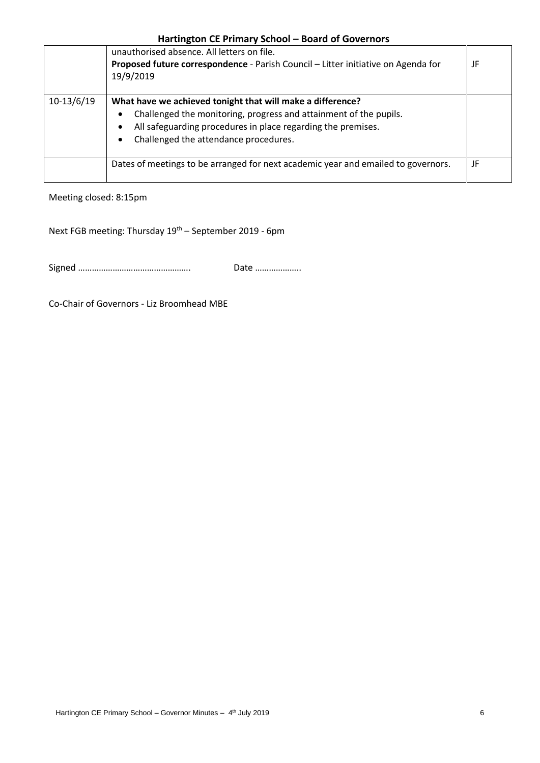| | | |
|---|---|---|
| | unauthorised absence. All letters on file.<br>**Proposed future correspondence** - Parish Council – Litter initiative on Agenda for 19/9/2019 | JF |
| 10-13/6/19 | **What have we achieved tonight that will make a difference?**<br>• Challenged the monitoring, progress and attainment of the pupils.<br>• All safeguarding procedures in place regarding the premises.<br>• Challenged the attendance procedures. | |
| | Dates of meetings to be arranged for next academic year and emailed to governors. | JF |

Meeting closed: 8:15pm

Next FGB meeting: Thursday 19th – September 2019 - 6pm

Signed …………………………………………. Date ………………..

Co-Chair of Governors - Liz Broomhead MBE